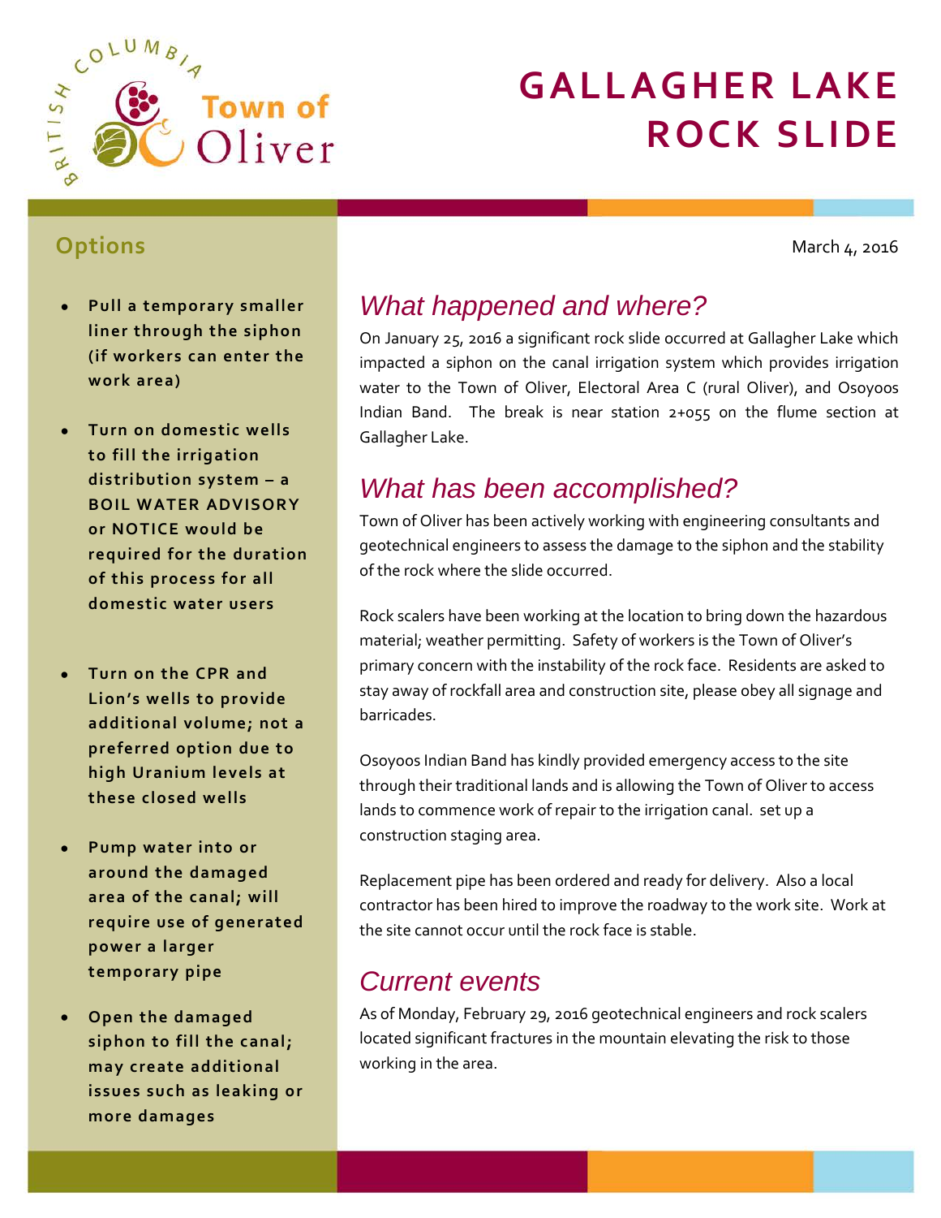# GALLAGHER LAKE ROCK SLIDE

March 4, 2016

## What happened and where?

On January 25, 2016 a significant rock slide occurred at Gallagher Lake which impacted a siphon on the canal irrigation system which provides irrigation water to the Town of Oliver, Electoral Area C (rural Oliver), and Osoyoos Indian Band. The break is near station 2+055 on the flume section at Gallagher Lake.

## What has been accomplished?

Town of Oliver has been actively working with engineering consultants and geotechnical engineers to assess the damage to the siphon and the stability of the rock where the slide occurred.

Rock scalers have been working at the location to bring down the hazardous material; weather permitting. Safety of workers is the Town of Oliver's primary concern with the instability of the rock face. Residents are asked to stay away of rockfall area and construction site, please obey all signage and barricades.

Osoyoos Indian Band has kindly provided emergency access to the site through their traditional lands and is allowing the Town of Oliver to access lands to commence work of repair to the irrigation canal. set up a construction staging area.

Replacement pipe has been ordered and ready for delivery. Also a local contractor has been hired to improve the roadway to the work site. Work at the site cannot occur until the rock face is stable.

## Current events

As of Monday, February 29, 2016 geotechnical engineers and rock scalers located significant fractures in the mountain elevating the risk to those working in the area.

## Options

- **Pull a temporary smaller liner through the siphon (if workers can enter the work area)**
- **Turn on domestic wells to fill the irrigation distribution system – a BOIL WATER ADVISORY or NOTICE would be required for the duration of this process for all domestic water users**
- **Turn on the CPR and Lion's wells to provide additional volume; not a preferred option due to high Uranium levels at these closed wells**
- **Pump water into or around the damaged area of the canal; will require use of generated power a larger temporary pipe**
- **Open the damaged siphon to fill the canal; may create additional issues such as leaking or more damages**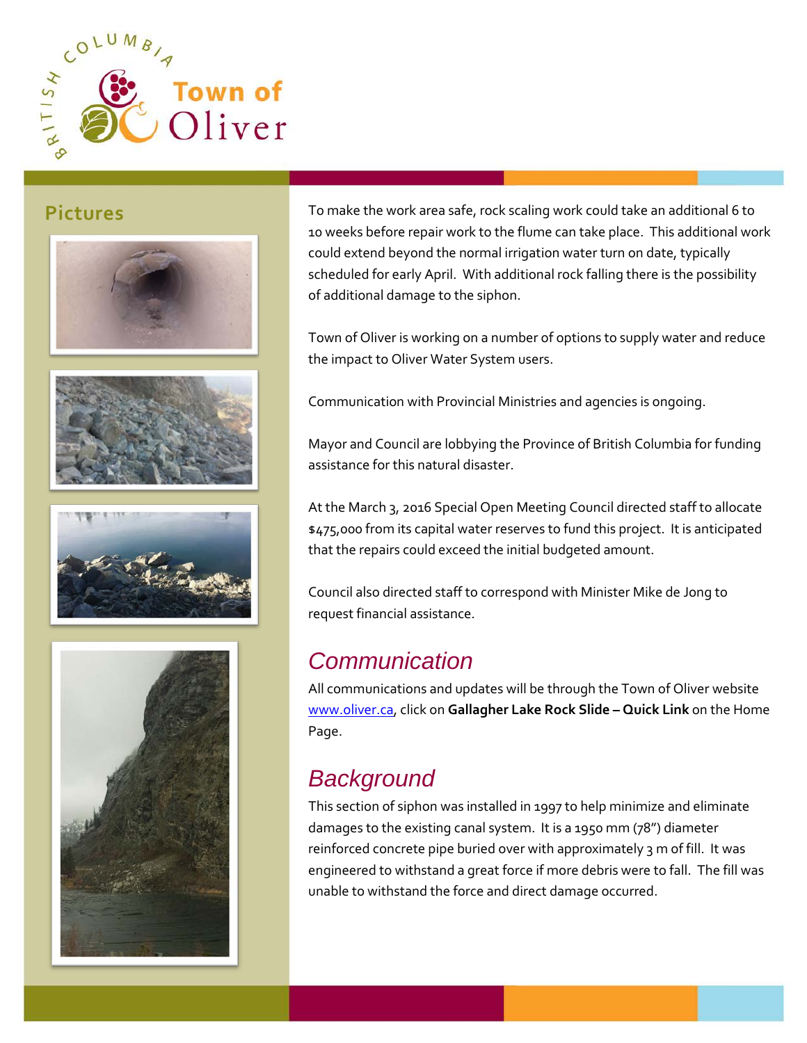## Pictures

To make the work area safe, rock scaling work could take an additional 6 to 10 weeks before repair work to the flume can take place. This additional work could extend beyond the normal irrigation water turn on date, typically scheduled for early April. With additional rock falling there is the possibility of additional damage to the siphon.

Town of Oliver is working on a number of options to supply water and reduce the impact to Oliver Water System users.

Communication with Provincial Ministries and agencies is ongoing.

Mayor and Council are lobbying the Province of British Columbia for funding assistance for this natural disaster.

At the March 3, 2016 Special Open Meeting Council directed staff to allocate $475,000 from its capital water reserves to fund this project. It is anticipated that the repairs could exceed the initial budgeted amount.

Council also directed staff to correspond with Minister Mike de Jong to request financial assistance.

## *Communication*

All communications and updates will be through the Town of Oliver website www.oliver.ca, click on **Gallagher Lake Rock Slide – Quick Link** on the Home Page.

## *Background*

This section of siphon was installed in 1997 to help minimize and eliminate damages to the existing canal system. It is a 1950 mm (78") diameter reinforced concrete pipe buried over with approximately 3 m of fill. It was engineered to withstand a great force if more debris were to fall. The fill was unable to withstand the force and direct damage occurred.